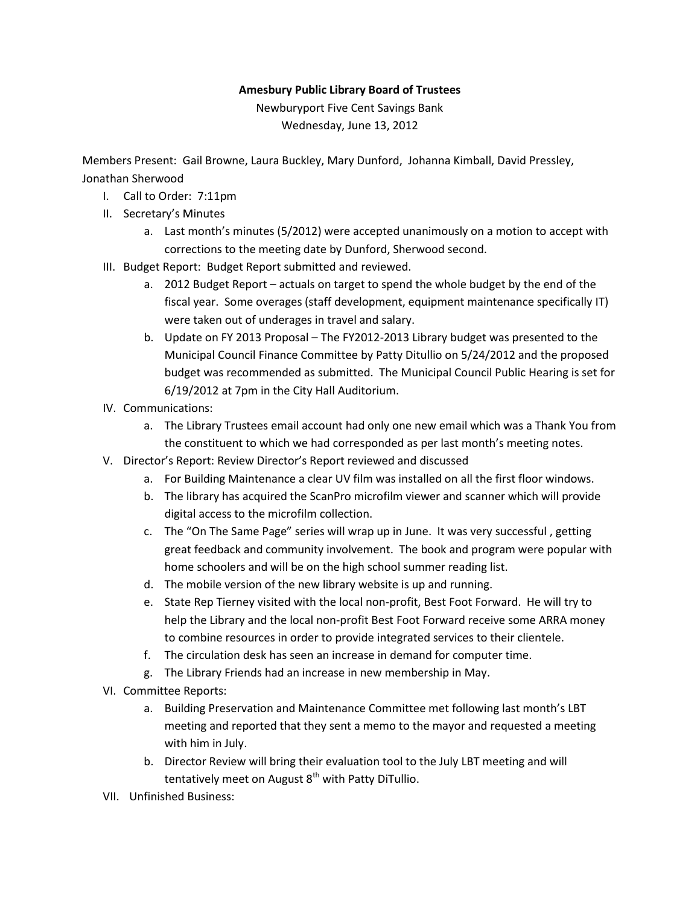**Amesbury Public Library Board of Trustees**

Newburyport Five Cent Savings Bank

Wednesday, June 13, 2012

Members Present: Gail Browne, Laura Buckley, Mary Dunford, Johanna Kimball, David Pressley, Jonathan Sherwood

I. Call to Order: 7:11pm

II. Secretary's Minutes

   a. Last month's minutes (5/2012) were accepted unanimously on a motion to accept with corrections to the meeting date by Dunford, Sherwood second.

III. Budget Report: Budget Report submitted and reviewed.

   a. 2012 Budget Report – actuals on target to spend the whole budget by the end of the fiscal year. Some overages (staff development, equipment maintenance specifically IT) were taken out of underages in travel and salary.

   b. Update on FY 2013 Proposal – The FY2012-2013 Library budget was presented to the Municipal Council Finance Committee by Patty Ditullio on 5/24/2012 and the proposed budget was recommended as submitted. The Municipal Council Public Hearing is set for 6/19/2012 at 7pm in the City Hall Auditorium.

IV. Communications:

   a. The Library Trustees email account had only one new email which was a Thank You from the constituent to which we had corresponded as per last month's meeting notes.

V. Director's Report: Review Director's Report reviewed and discussed

   a. For Building Maintenance a clear UV film was installed on all the first floor windows.

   b. The library has acquired the ScanPro microfilm viewer and scanner which will provide digital access to the microfilm collection.

   c. The "On The Same Page" series will wrap up in June. It was very successful , getting great feedback and community involvement. The book and program were popular with home schoolers and will be on the high school summer reading list.

   d. The mobile version of the new library website is up and running.

   e. State Rep Tierney visited with the local non-profit, Best Foot Forward. He will try to help the Library and the local non-profit Best Foot Forward receive some ARRA money to combine resources in order to provide integrated services to their clientele.

   f. The circulation desk has seen an increase in demand for computer time.

   g. The Library Friends had an increase in new membership in May.

VI. Committee Reports:

   a. Building Preservation and Maintenance Committee met following last month's LBT meeting and reported that they sent a memo to the mayor and requested a meeting with him in July.

   b. Director Review will bring their evaluation tool to the July LBT meeting and will tentatively meet on August 8th with Patty DiTullio.

VII. Unfinished Business: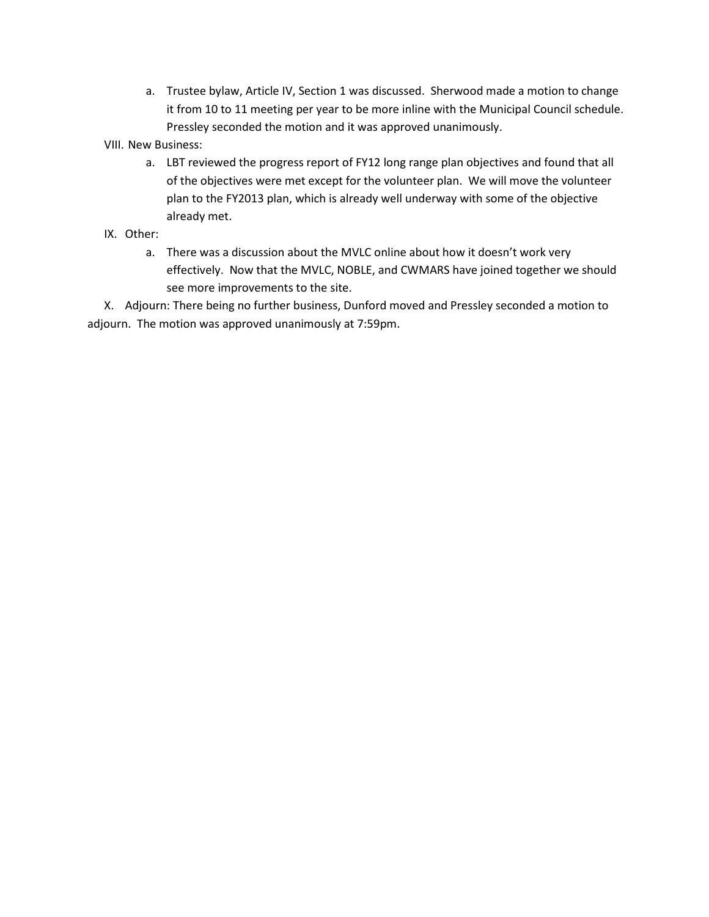a. Trustee bylaw, Article IV, Section 1 was discussed. Sherwood made a motion to change it from 10 to 11 meeting per year to be more inline with the Municipal Council schedule. Pressley seconded the motion and it was approved unanimously.

VIII. New Business:

a. LBT reviewed the progress report of FY12 long range plan objectives and found that all of the objectives were met except for the volunteer plan. We will move the volunteer plan to the FY2013 plan, which is already well underway with some of the objective already met.

IX. Other:

a. There was a discussion about the MVLC online about how it doesn't work very effectively. Now that the MVLC, NOBLE, and CWMARS have joined together we should see more improvements to the site.

X. Adjourn: There being no further business, Dunford moved and Pressley seconded a motion to adjourn. The motion was approved unanimously at 7:59pm.